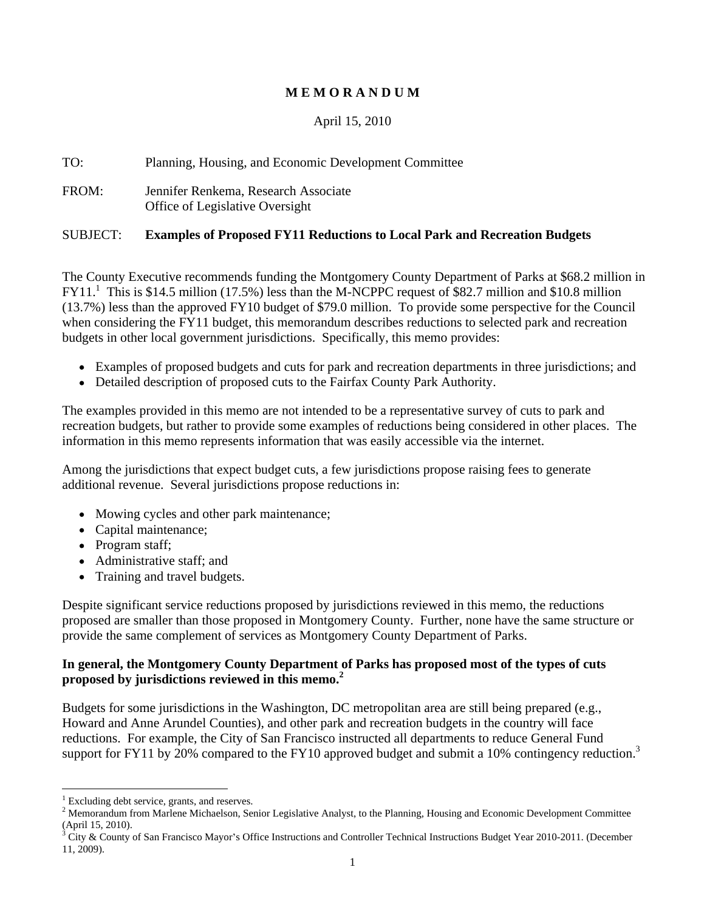# M E M O R A N D U M

April 15, 2010

TO: Planning, Housing, and Economic Development Committee

FROM: Jennifer Renkema, Research Associate
Office of Legislative Oversight

SUBJECT: **Examples of Proposed FY11 Reductions to Local Park and Recreation Budgets**

The County Executive recommends funding the Montgomery County Department of Parks at $68.2 million in FY11.[1] This is $14.5 million (17.5%) less than the M-NCPPC request of $82.7 million and $10.8 million (13.7%) less than the approved FY10 budget of $79.0 million. To provide some perspective for the Council when considering the FY11 budget, this memorandum describes reductions to selected park and recreation budgets in other local government jurisdictions. Specifically, this memo provides:

- Examples of proposed budgets and cuts for park and recreation departments in three jurisdictions; and
- Detailed description of proposed cuts to the Fairfax County Park Authority.

The examples provided in this memo are not intended to be a representative survey of cuts to park and recreation budgets, but rather to provide some examples of reductions being considered in other places. The information in this memo represents information that was easily accessible via the internet.

Among the jurisdictions that expect budget cuts, a few jurisdictions propose raising fees to generate additional revenue. Several jurisdictions propose reductions in:

- Mowing cycles and other park maintenance;
- Capital maintenance;
- Program staff;
- Administrative staff; and
- Training and travel budgets.

Despite significant service reductions proposed by jurisdictions reviewed in this memo, the reductions proposed are smaller than those proposed in Montgomery County. Further, none have the same structure or provide the same complement of services as Montgomery County Department of Parks.

**In general, the Montgomery County Department of Parks has proposed most of the types of cuts proposed by jurisdictions reviewed in this memo.[2]**

Budgets for some jurisdictions in the Washington, DC metropolitan area are still being prepared (e.g., Howard and Anne Arundel Counties), and other park and recreation budgets in the country will face reductions. For example, the City of San Francisco instructed all departments to reduce General Fund support for FY11 by 20% compared to the FY10 approved budget and submit a 10% contingency reduction.[3]

---

[1] Excluding debt service, grants, and reserves.

[2] Memorandum from Marlene Michaelson, Senior Legislative Analyst, to the Planning, Housing and Economic Development Committee (April 15, 2010).

[3] City & County of San Francisco Mayor's Office Instructions and Controller Technical Instructions Budget Year 2010-2011. (December 11, 2009).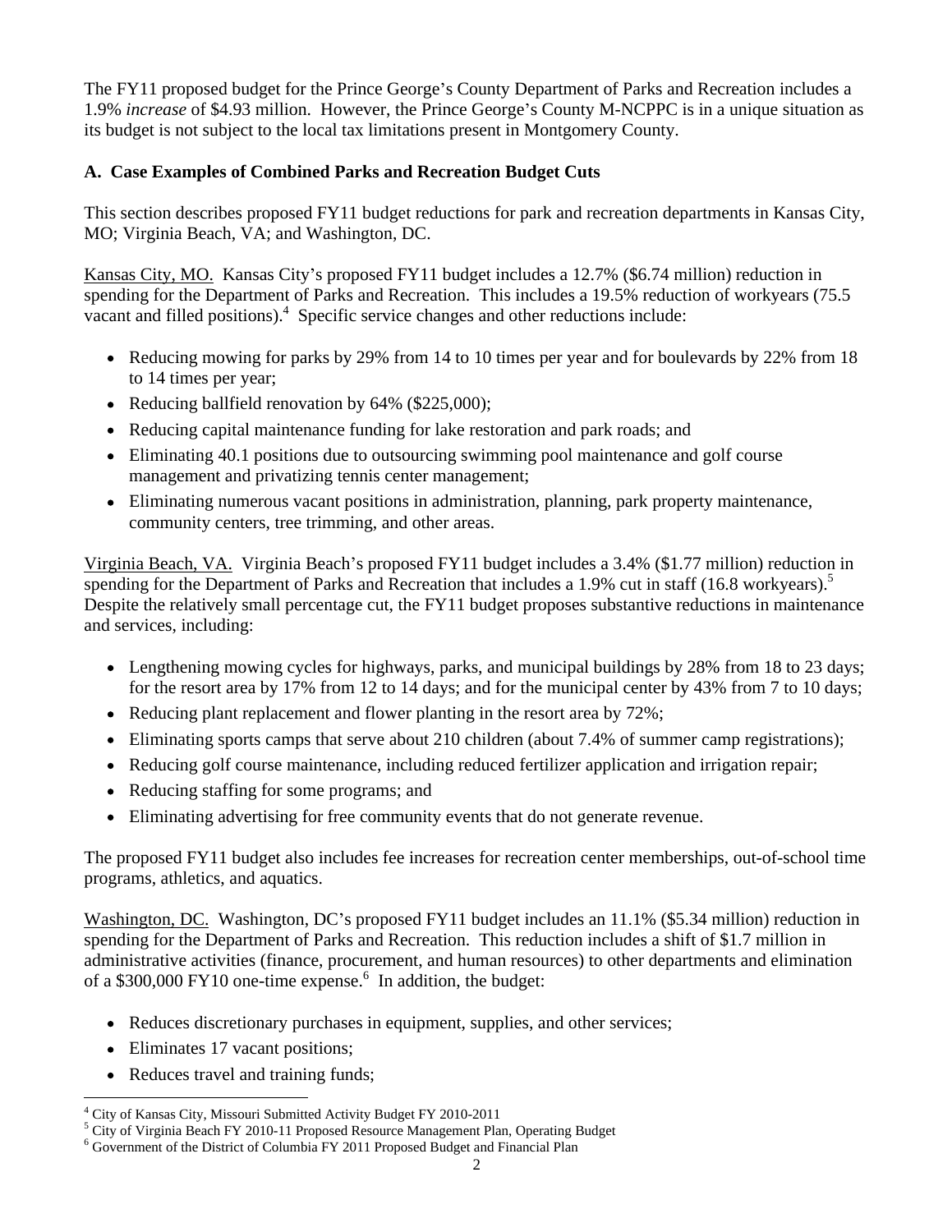The FY11 proposed budget for the Prince George's County Department of Parks and Recreation includes a 1.9% *increase* of $4.93 million. However, the Prince George's County M-NCPPC is in a unique situation as its budget is not subject to the local tax limitations present in Montgomery County.

### A. Case Examples of Combined Parks and Recreation Budget Cuts

This section describes proposed FY11 budget reductions for park and recreation departments in Kansas City, MO; Virginia Beach, VA; and Washington, DC.

Kansas City, MO. Kansas City's proposed FY11 budget includes a 12.7% ($6.74 million) reduction in spending for the Department of Parks and Recreation. This includes a 19.5% reduction of workyears (75.5 vacant and filled positions).[4] Specific service changes and other reductions include:

- Reducing mowing for parks by 29% from 14 to 10 times per year and for boulevards by 22% from 18 to 14 times per year;
- Reducing ballfield renovation by 64% ($225,000);
- Reducing capital maintenance funding for lake restoration and park roads; and
- Eliminating 40.1 positions due to outsourcing swimming pool maintenance and golf course management and privatizing tennis center management;
- Eliminating numerous vacant positions in administration, planning, park property maintenance, community centers, tree trimming, and other areas.

Virginia Beach, VA. Virginia Beach's proposed FY11 budget includes a 3.4% ($1.77 million) reduction in spending for the Department of Parks and Recreation that includes a 1.9% cut in staff (16.8 workyears).[5] Despite the relatively small percentage cut, the FY11 budget proposes substantive reductions in maintenance and services, including:

- Lengthening mowing cycles for highways, parks, and municipal buildings by 28% from 18 to 23 days; for the resort area by 17% from 12 to 14 days; and for the municipal center by 43% from 7 to 10 days;
- Reducing plant replacement and flower planting in the resort area by 72%;
- Eliminating sports camps that serve about 210 children (about 7.4% of summer camp registrations);
- Reducing golf course maintenance, including reduced fertilizer application and irrigation repair;
- Reducing staffing for some programs; and
- Eliminating advertising for free community events that do not generate revenue.

The proposed FY11 budget also includes fee increases for recreation center memberships, out-of-school time programs, athletics, and aquatics.

Washington, DC. Washington, DC's proposed FY11 budget includes an 11.1% ($5.34 million) reduction in spending for the Department of Parks and Recreation. This reduction includes a shift of $1.7 million in administrative activities (finance, procurement, and human resources) to other departments and elimination of a $300,000 FY10 one-time expense.[6] In addition, the budget:

- Reduces discretionary purchases in equipment, supplies, and other services;
- Eliminates 17 vacant positions;
- Reduces travel and training funds;

---

[4] City of Kansas City, Missouri Submitted Activity Budget FY 2010-2011
[5] City of Virginia Beach FY 2010-11 Proposed Resource Management Plan, Operating Budget
[6] Government of the District of Columbia FY 2011 Proposed Budget and Financial Plan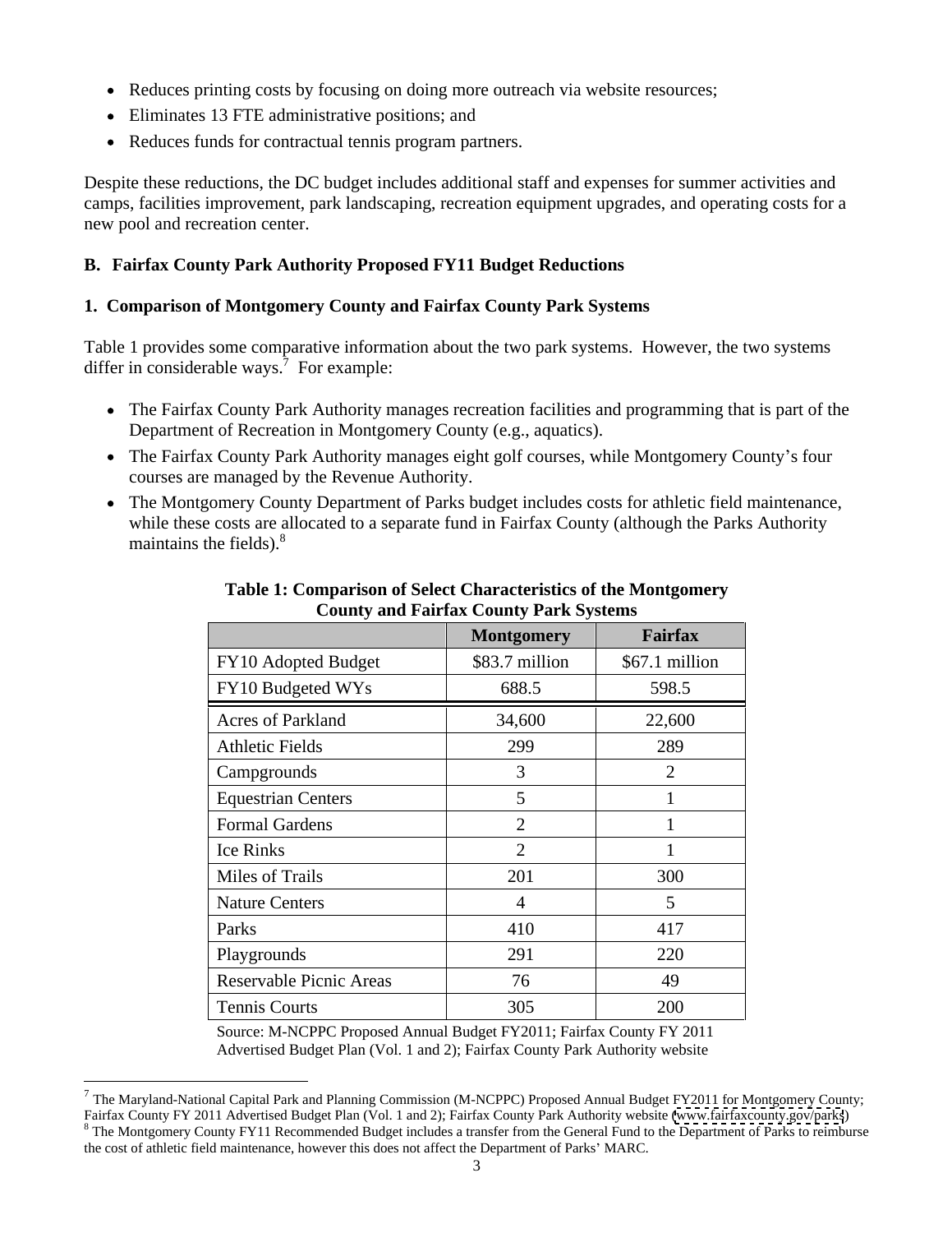- Reduces printing costs by focusing on doing more outreach via website resources;
- Eliminates 13 FTE administrative positions; and
- Reduces funds for contractual tennis program partners.

Despite these reductions, the DC budget includes additional staff and expenses for summer activities and camps, facilities improvement, park landscaping, recreation equipment upgrades, and operating costs for a new pool and recreation center.

### B. Fairfax County Park Authority Proposed FY11 Budget Reductions

#### 1. Comparison of Montgomery County and Fairfax County Park Systems

Table 1 provides some comparative information about the two park systems. However, the two systems differ in considerable ways.[7] For example:

- The Fairfax County Park Authority manages recreation facilities and programming that is part of the Department of Recreation in Montgomery County (e.g., aquatics).
- The Fairfax County Park Authority manages eight golf courses, while Montgomery County's four courses are managed by the Revenue Authority.
- The Montgomery County Department of Parks budget includes costs for athletic field maintenance, while these costs are allocated to a separate fund in Fairfax County (although the Parks Authority maintains the fields).[8]

**Table 1: Comparison of Select Characteristics of the Montgomery County and Fairfax County Park Systems**

| | Montgomery | Fairfax |
|---|---|---|
| FY10 Adopted Budget | $83.7 million | $67.1 million |
| FY10 Budgeted WYs | 688.5 | 598.5 |
| Acres of Parkland | 34,600 | 22,600 |
| Athletic Fields | 299 | 289 |
| Campgrounds | 3 | 2 |
| Equestrian Centers | 5 | 1 |
| Formal Gardens | 2 | 1 |
| Ice Rinks | 2 | 1 |
| Miles of Trails | 201 | 300 |
| Nature Centers | 4 | 5 |
| Parks | 410 | 417 |
| Playgrounds | 291 | 220 |
| Reservable Picnic Areas | 76 | 49 |
| Tennis Courts | 305 | 200 |

Source: M-NCPPC Proposed Annual Budget FY2011; Fairfax County FY 2011 Advertised Budget Plan (Vol. 1 and 2); Fairfax County Park Authority website

---

[7] The Maryland-National Capital Park and Planning Commission (M-NCPPC) Proposed Annual Budget FY2011 for Montgomery County; Fairfax County FY 2011 Advertised Budget Plan (Vol. 1 and 2); Fairfax County Park Authority website (www.fairfaxcounty.gov/parks)

[8] The Montgomery County FY11 Recommended Budget includes a transfer from the General Fund to the Department of Parks to reimburse the cost of athletic field maintenance, however this does not affect the Department of Parks' MARC.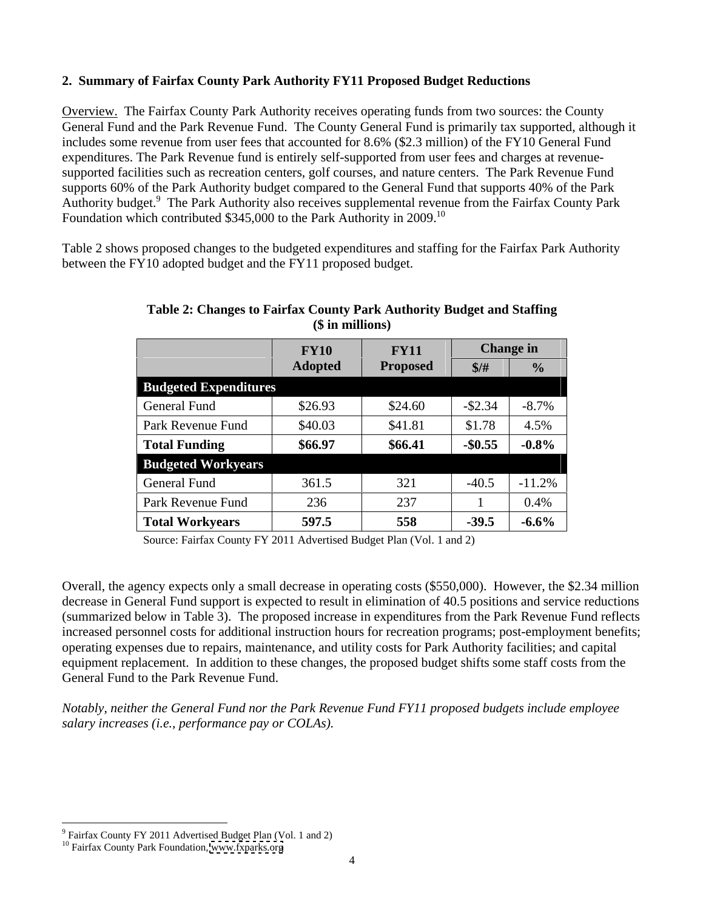**2. Summary of Fairfax County Park Authority FY11 Proposed Budget Reductions**

Overview. The Fairfax County Park Authority receives operating funds from two sources: the County General Fund and the Park Revenue Fund. The County General Fund is primarily tax supported, although it includes some revenue from user fees that accounted for 8.6% ($2.3 million) of the FY10 General Fund expenditures. The Park Revenue fund is entirely self-supported from user fees and charges at revenue-supported facilities such as recreation centers, golf courses, and nature centers. The Park Revenue Fund supports 60% of the Park Authority budget compared to the General Fund that supports 40% of the Park Authority budget.[9] The Park Authority also receives supplemental revenue from the Fairfax County Park Foundation which contributed $345,000 to the Park Authority in 2009.[10]

Table 2 shows proposed changes to the budgeted expenditures and staffing for the Fairfax Park Authority between the FY10 adopted budget and the FY11 proposed budget.

**Table 2: Changes to Fairfax County Park Authority Budget and Staffing ($ in millions)**

| | FY10 Adopted | FY11 Proposed | Change in | |
|---|---|---|---|---|
| | | | $/# | % |
| **Budgeted Expenditures** | | | | |
| General Fund | $26.93 | $24.60 | -$2.34 | -8.7% |
| Park Revenue Fund | $40.03 | $41.81 | $1.78 | 4.5% |
| **Total Funding** | **$66.97** | **$66.41** | **-$0.55** | **-0.8%** |
| **Budgeted Workyears** | | | | |
| General Fund | 361.5 | 321 | -40.5 | -11.2% |
| Park Revenue Fund | 236 | 237 | 1 | 0.4% |
| **Total Workyears** | **597.5** | **558** | **-39.5** | **-6.6%** |

Source: Fairfax County FY 2011 Advertised Budget Plan (Vol. 1 and 2)

Overall, the agency expects only a small decrease in operating costs ($550,000). However, the $2.34 million decrease in General Fund support is expected to result in elimination of 40.5 positions and service reductions (summarized below in Table 3). The proposed increase in expenditures from the Park Revenue Fund reflects increased personnel costs for additional instruction hours for recreation programs; post-employment benefits; operating expenses due to repairs, maintenance, and utility costs for Park Authority facilities; and capital equipment replacement. In addition to these changes, the proposed budget shifts some staff costs from the General Fund to the Park Revenue Fund.

*Notably, neither the General Fund nor the Park Revenue Fund FY11 proposed budgets include employee salary increases (i.e., performance pay or COLAs).*

---

[9] Fairfax County FY 2011 Advertised Budget Plan (Vol. 1 and 2)

[10] Fairfax County Park Foundation, www.fxparks.org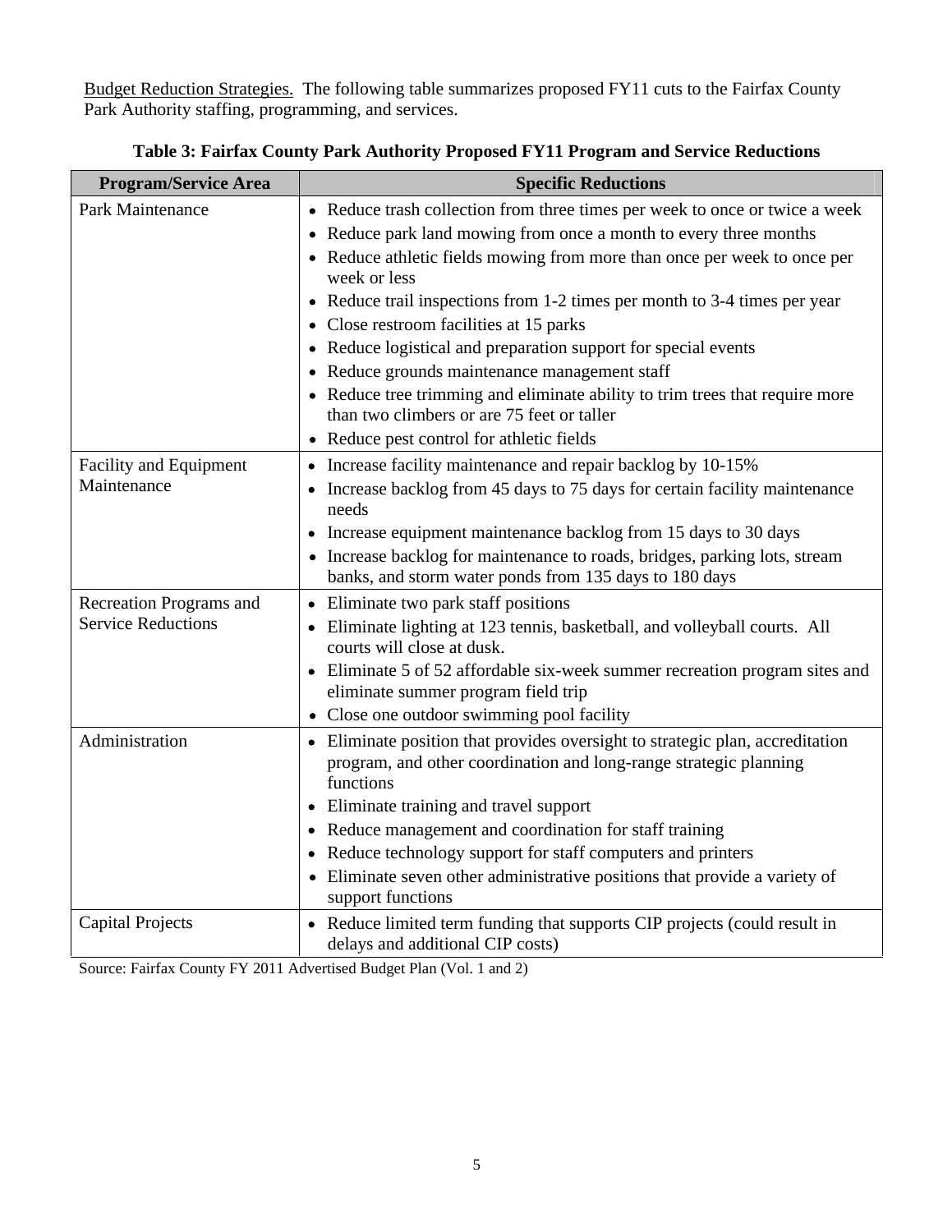<u>Budget Reduction Strategies.</u> The following table summarizes proposed FY11 cuts to the Fairfax County Park Authority staffing, programming, and services.

**Table 3: Fairfax County Park Authority Proposed FY11 Program and Service Reductions**

| Program/Service Area | Specific Reductions |
| --- | --- |
| Park Maintenance | • Reduce trash collection from three times per week to once or twice a week<br>• Reduce park land mowing from once a month to every three months<br>• Reduce athletic fields mowing from more than once per week to once per week or less<br>• Reduce trail inspections from 1-2 times per month to 3-4 times per year<br>• Close restroom facilities at 15 parks<br>• Reduce logistical and preparation support for special events<br>• Reduce grounds maintenance management staff<br>• Reduce tree trimming and eliminate ability to trim trees that require more than two climbers or are 75 feet or taller<br>• Reduce pest control for athletic fields |
| Facility and Equipment Maintenance | • Increase facility maintenance and repair backlog by 10-15%<br>• Increase backlog from 45 days to 75 days for certain facility maintenance needs<br>• Increase equipment maintenance backlog from 15 days to 30 days<br>• Increase backlog for maintenance to roads, bridges, parking lots, stream banks, and storm water ponds from 135 days to 180 days |
| Recreation Programs and Service Reductions | • Eliminate two park staff positions<br>• Eliminate lighting at 123 tennis, basketball, and volleyball courts. All courts will close at dusk.<br>• Eliminate 5 of 52 affordable six-week summer recreation program sites and eliminate summer program field trip<br>• Close one outdoor swimming pool facility |
| Administration | • Eliminate position that provides oversight to strategic plan, accreditation program, and other coordination and long-range strategic planning functions<br>• Eliminate training and travel support<br>• Reduce management and coordination for staff training<br>• Reduce technology support for staff computers and printers<br>• Eliminate seven other administrative positions that provide a variety of support functions |
| Capital Projects | • Reduce limited term funding that supports CIP projects (could result in delays and additional CIP costs) |

Source: Fairfax County FY 2011 Advertised Budget Plan (Vol. 1 and 2)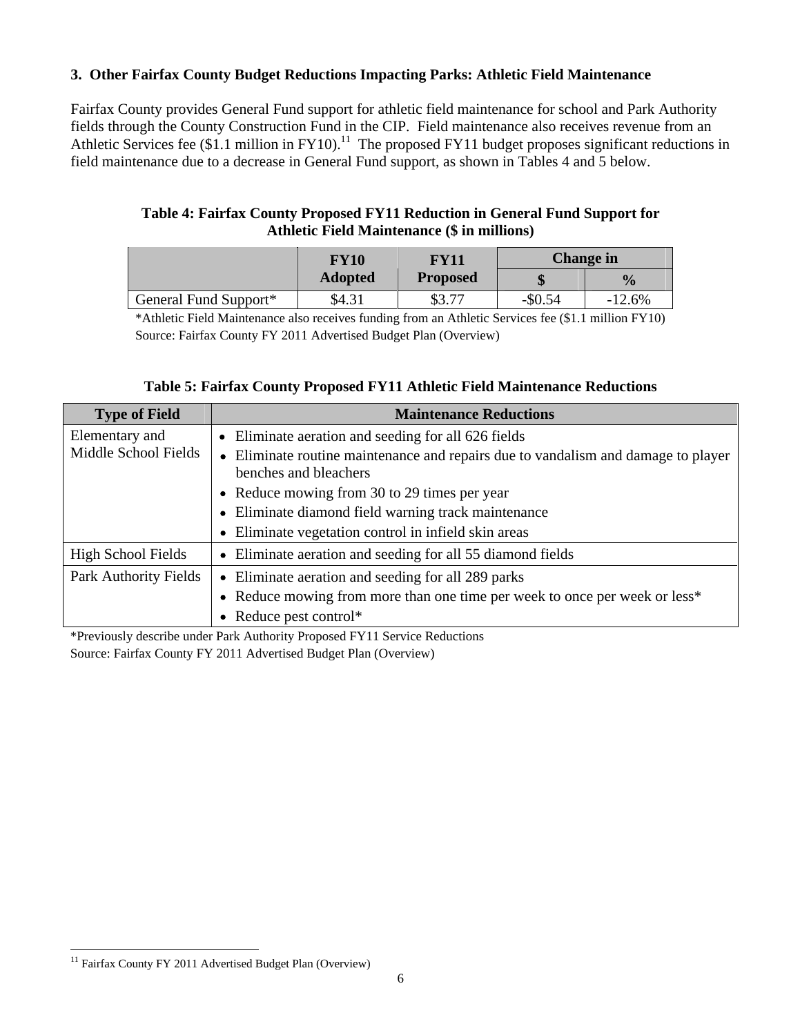### 3. Other Fairfax County Budget Reductions Impacting Parks: Athletic Field Maintenance

Fairfax County provides General Fund support for athletic field maintenance for school and Park Authority fields through the County Construction Fund in the CIP. Field maintenance also receives revenue from an Athletic Services fee ($1.1 million in FY10).[11] The proposed FY11 budget proposes significant reductions in field maintenance due to a decrease in General Fund support, as shown in Tables 4 and 5 below.

**Table 4: Fairfax County Proposed FY11 Reduction in General Fund Support for Athletic Field Maintenance ($ in millions)**

| | FY10 Adopted | FY11 Proposed | Change in | |
|---|---|---|---|---|
| | | | $ | % |
| General Fund Support* | $4.31 | $3.77 | -$0.54 | -12.6% |

*Athletic Field Maintenance also receives funding from an Athletic Services fee ($1.1 million FY10)
Source: Fairfax County FY 2011 Advertised Budget Plan (Overview)

**Table 5: Fairfax County Proposed FY11 Athletic Field Maintenance Reductions**

| Type of Field | Maintenance Reductions |
|---|---|
| Elementary and Middle School Fields | • Eliminate aeration and seeding for all 626 fields<br>• Eliminate routine maintenance and repairs due to vandalism and damage to player benches and bleachers<br>• Reduce mowing from 30 to 29 times per year<br>• Eliminate diamond field warning track maintenance<br>• Eliminate vegetation control in infield skin areas |
| High School Fields | • Eliminate aeration and seeding for all 55 diamond fields |
| Park Authority Fields | • Eliminate aeration and seeding for all 289 parks<br>• Reduce mowing from more than one time per week to once per week or less*<br>• Reduce pest control* |

*Previously describe under Park Authority Proposed FY11 Service Reductions
Source: Fairfax County FY 2011 Advertised Budget Plan (Overview)

[11] Fairfax County FY 2011 Advertised Budget Plan (Overview)